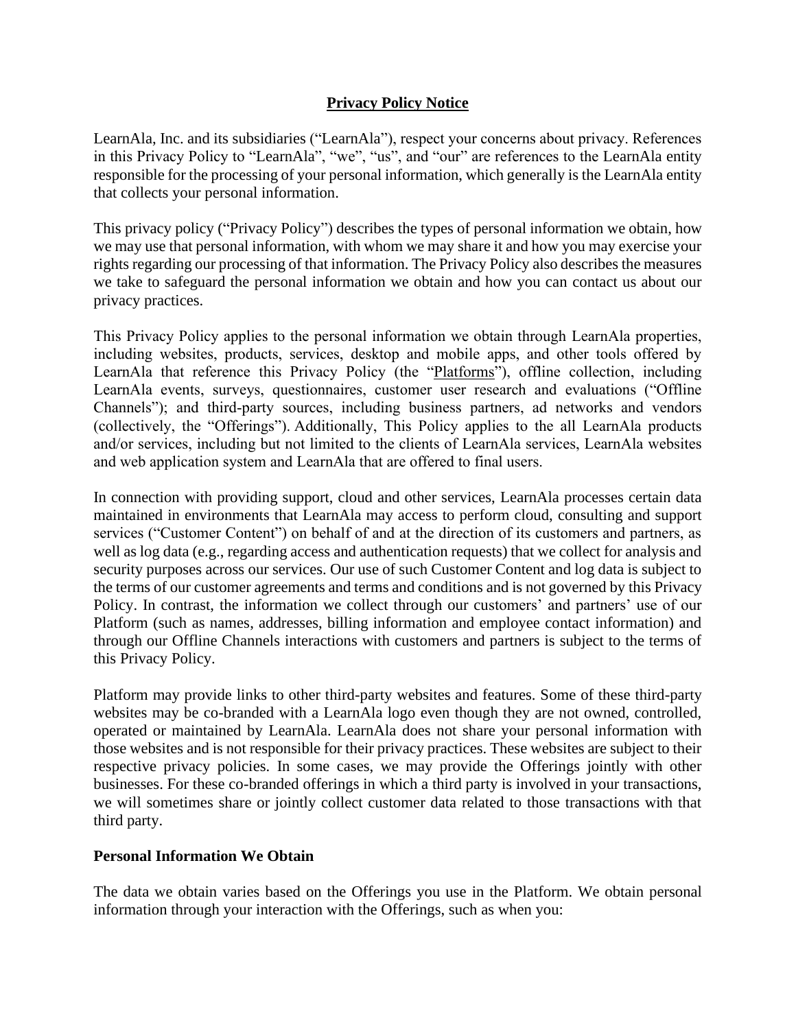# Privacy Policy Notice

LearnAla, Inc. and its subsidiaries ("LearnAla"), respect your concerns about privacy. References in this Privacy Policy to "LearnAla", "we", "us", and "our" are references to the LearnAla entity responsible for the processing of your personal information, which generally is the LearnAla entity that collects your personal information.

This privacy policy ("Privacy Policy") describes the types of personal information we obtain, how we may use that personal information, with whom we may share it and how you may exercise your rights regarding our processing of that information. The Privacy Policy also describes the measures we take to safeguard the personal information we obtain and how you can contact us about our privacy practices.

This Privacy Policy applies to the personal information we obtain through LearnAla properties, including websites, products, services, desktop and mobile apps, and other tools offered by LearnAla that reference this Privacy Policy (the "Platforms"), offline collection, including LearnAla events, surveys, questionnaires, customer user research and evaluations ("Offline Channels"); and third-party sources, including business partners, ad networks and vendors (collectively, the "Offerings"). Additionally, This Policy applies to the all LearnAla products and/or services, including but not limited to the clients of LearnAla services, LearnAla websites and web application system and LearnAla that are offered to final users.

In connection with providing support, cloud and other services, LearnAla processes certain data maintained in environments that LearnAla may access to perform cloud, consulting and support services ("Customer Content") on behalf of and at the direction of its customers and partners, as well as log data (e.g., regarding access and authentication requests) that we collect for analysis and security purposes across our services. Our use of such Customer Content and log data is subject to the terms of our customer agreements and terms and conditions and is not governed by this Privacy Policy. In contrast, the information we collect through our customers' and partners' use of our Platform (such as names, addresses, billing information and employee contact information) and through our Offline Channels interactions with customers and partners is subject to the terms of this Privacy Policy.

Platform may provide links to other third-party websites and features. Some of these third-party websites may be co-branded with a LearnAla logo even though they are not owned, controlled, operated or maintained by LearnAla. LearnAla does not share your personal information with those websites and is not responsible for their privacy practices. These websites are subject to their respective privacy policies. In some cases, we may provide the Offerings jointly with other businesses. For these co-branded offerings in which a third party is involved in your transactions, we will sometimes share or jointly collect customer data related to those transactions with that third party.

## Personal Information We Obtain

The data we obtain varies based on the Offerings you use in the Platform. We obtain personal information through your interaction with the Offerings, such as when you: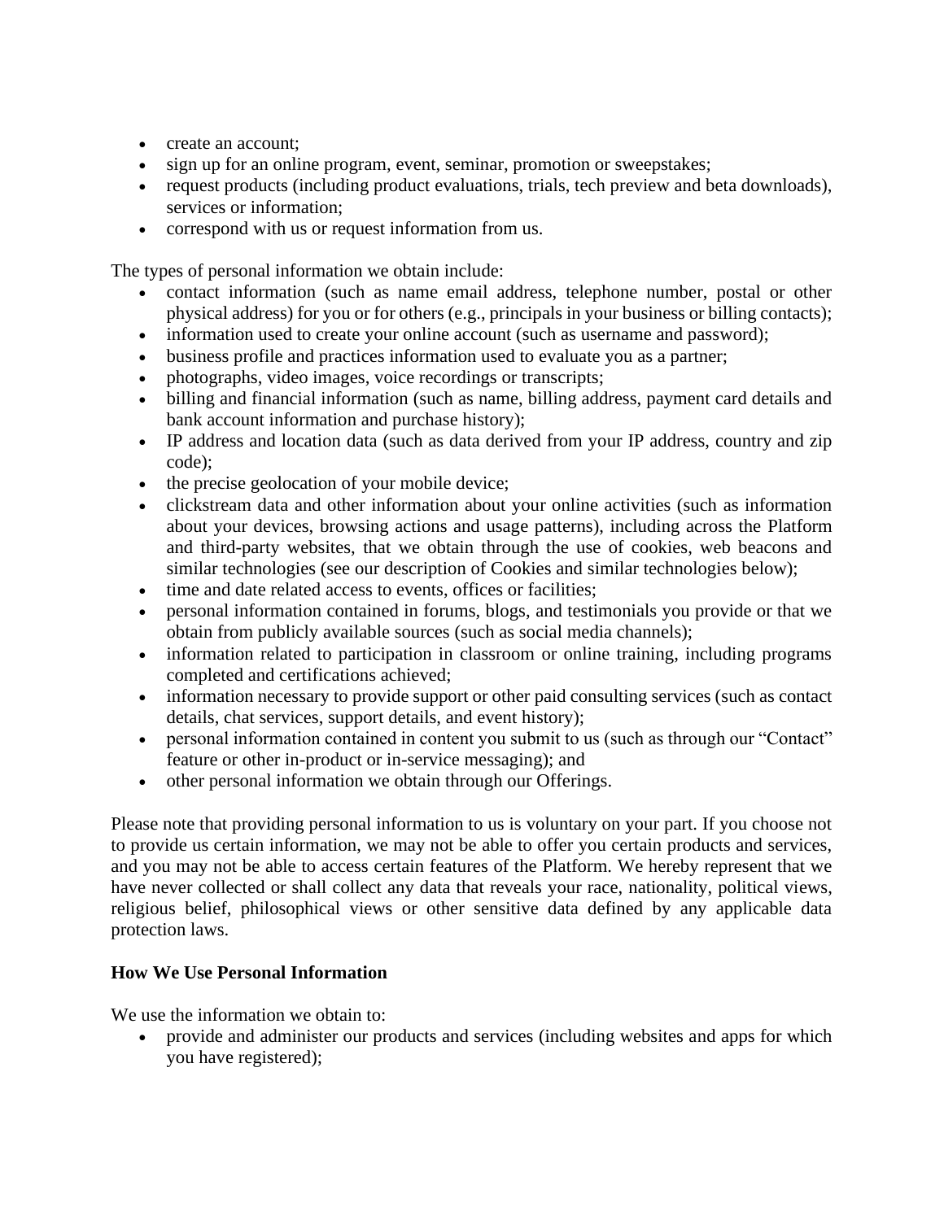- create an account;
- sign up for an online program, event, seminar, promotion or sweepstakes;
- request products (including product evaluations, trials, tech preview and beta downloads), services or information;
- correspond with us or request information from us.

The types of personal information we obtain include:

- contact information (such as name email address, telephone number, postal or other physical address) for you or for others (e.g., principals in your business or billing contacts);
- information used to create your online account (such as username and password);
- business profile and practices information used to evaluate you as a partner;
- photographs, video images, voice recordings or transcripts;
- billing and financial information (such as name, billing address, payment card details and bank account information and purchase history);
- IP address and location data (such as data derived from your IP address, country and zip code);
- the precise geolocation of your mobile device;
- clickstream data and other information about your online activities (such as information about your devices, browsing actions and usage patterns), including across the Platform and third-party websites, that we obtain through the use of cookies, web beacons and similar technologies (see our description of Cookies and similar technologies below);
- time and date related access to events, offices or facilities;
- personal information contained in forums, blogs, and testimonials you provide or that we obtain from publicly available sources (such as social media channels);
- information related to participation in classroom or online training, including programs completed and certifications achieved;
- information necessary to provide support or other paid consulting services (such as contact details, chat services, support details, and event history);
- personal information contained in content you submit to us (such as through our "Contact" feature or other in-product or in-service messaging); and
- other personal information we obtain through our Offerings.

Please note that providing personal information to us is voluntary on your part. If you choose not to provide us certain information, we may not be able to offer you certain products and services, and you may not be able to access certain features of the Platform. We hereby represent that we have never collected or shall collect any data that reveals your race, nationality, political views, religious belief, philosophical views or other sensitive data defined by any applicable data protection laws.

**How We Use Personal Information**

We use the information we obtain to:

- provide and administer our products and services (including websites and apps for which you have registered);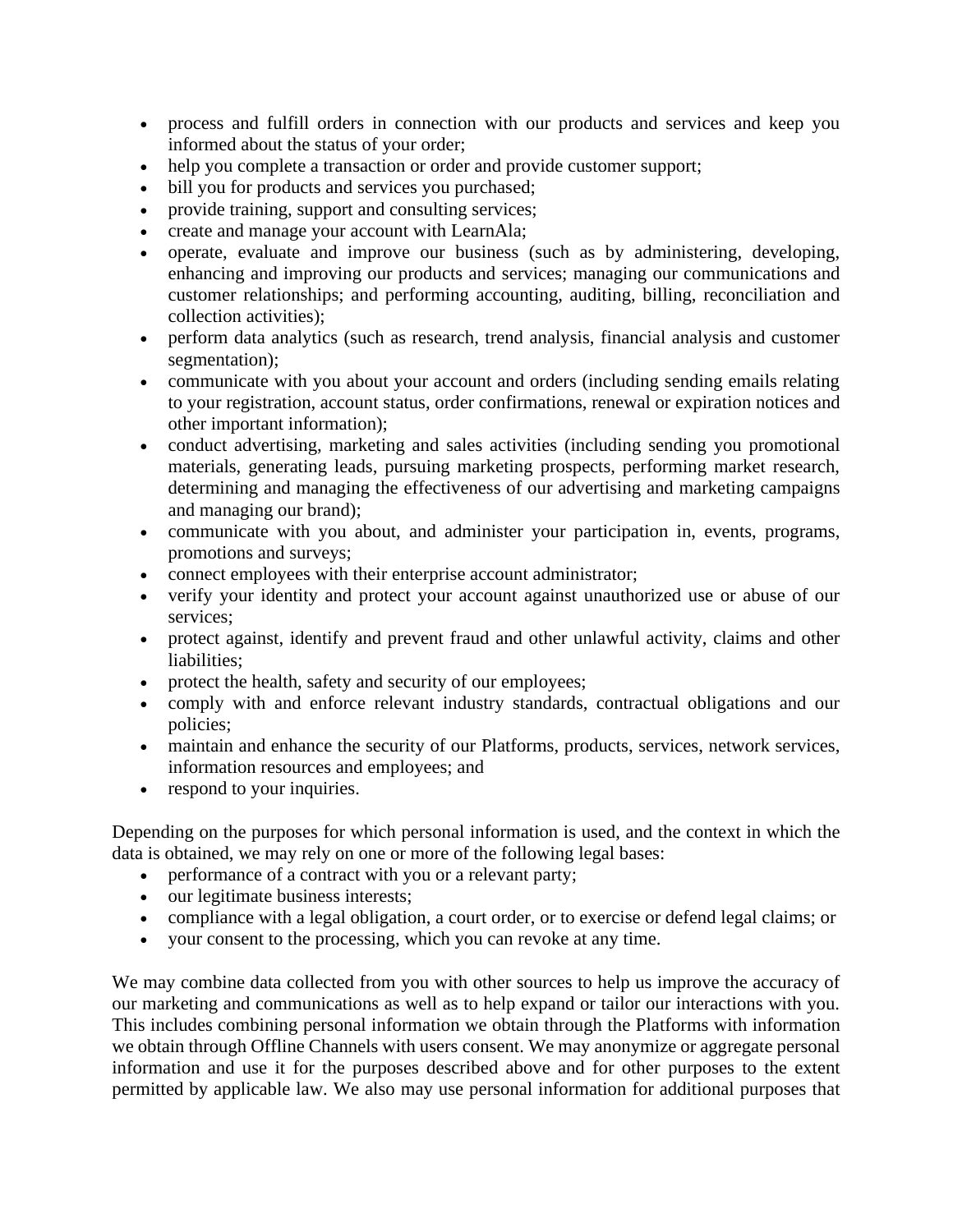- process and fulfill orders in connection with our products and services and keep you informed about the status of your order;
- help you complete a transaction or order and provide customer support;
- bill you for products and services you purchased;
- provide training, support and consulting services;
- create and manage your account with LearnAla;
- operate, evaluate and improve our business (such as by administering, developing, enhancing and improving our products and services; managing our communications and customer relationships; and performing accounting, auditing, billing, reconciliation and collection activities);
- perform data analytics (such as research, trend analysis, financial analysis and customer segmentation);
- communicate with you about your account and orders (including sending emails relating to your registration, account status, order confirmations, renewal or expiration notices and other important information);
- conduct advertising, marketing and sales activities (including sending you promotional materials, generating leads, pursuing marketing prospects, performing market research, determining and managing the effectiveness of our advertising and marketing campaigns and managing our brand);
- communicate with you about, and administer your participation in, events, programs, promotions and surveys;
- connect employees with their enterprise account administrator;
- verify your identity and protect your account against unauthorized use or abuse of our services;
- protect against, identify and prevent fraud and other unlawful activity, claims and other liabilities;
- protect the health, safety and security of our employees;
- comply with and enforce relevant industry standards, contractual obligations and our policies;
- maintain and enhance the security of our Platforms, products, services, network services, information resources and employees; and
- respond to your inquiries.

Depending on the purposes for which personal information is used, and the context in which the data is obtained, we may rely on one or more of the following legal bases:

- performance of a contract with you or a relevant party;
- our legitimate business interests;
- compliance with a legal obligation, a court order, or to exercise or defend legal claims; or
- your consent to the processing, which you can revoke at any time.

We may combine data collected from you with other sources to help us improve the accuracy of our marketing and communications as well as to help expand or tailor our interactions with you. This includes combining personal information we obtain through the Platforms with information we obtain through Offline Channels with users consent. We may anonymize or aggregate personal information and use it for the purposes described above and for other purposes to the extent permitted by applicable law. We also may use personal information for additional purposes that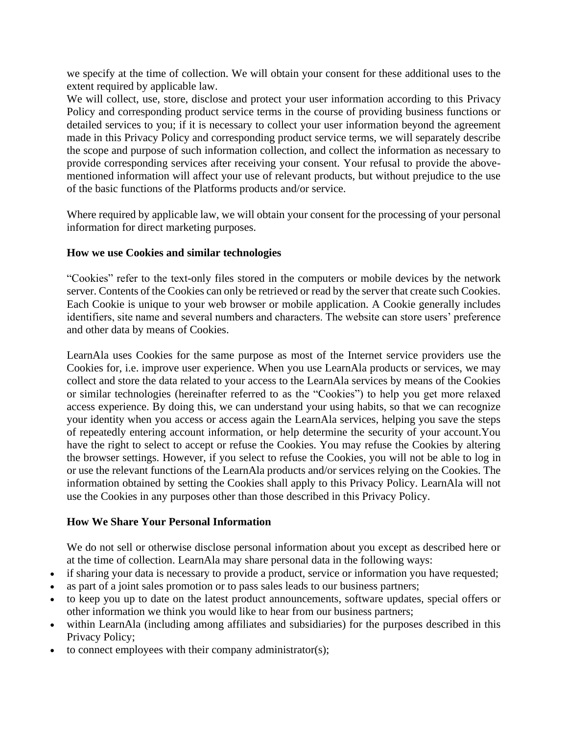we specify at the time of collection. We will obtain your consent for these additional uses to the extent required by applicable law.
We will collect, use, store, disclose and protect your user information according to this Privacy Policy and corresponding product service terms in the course of providing business functions or detailed services to you; if it is necessary to collect your user information beyond the agreement made in this Privacy Policy and corresponding product service terms, we will separately describe the scope and purpose of such information collection, and collect the information as necessary to provide corresponding services after receiving your consent. Your refusal to provide the above-mentioned information will affect your use of relevant products, but without prejudice to the use of the basic functions of the Platforms products and/or service.

Where required by applicable law, we will obtain your consent for the processing of your personal information for direct marketing purposes.

**How we use Cookies and similar technologies**

"Cookies" refer to the text-only files stored in the computers or mobile devices by the network server. Contents of the Cookies can only be retrieved or read by the server that create such Cookies. Each Cookie is unique to your web browser or mobile application. A Cookie generally includes identifiers, site name and several numbers and characters. The website can store users' preference and other data by means of Cookies.

LearnAla uses Cookies for the same purpose as most of the Internet service providers use the Cookies for, i.e. improve user experience. When you use LearnAla products or services, we may collect and store the data related to your access to the LearnAla services by means of the Cookies or similar technologies (hereinafter referred to as the "Cookies") to help you get more relaxed access experience. By doing this, we can understand your using habits, so that we can recognize your identity when you access or access again the LearnAla services, helping you save the steps of repeatedly entering account information, or help determine the security of your account.You have the right to select to accept or refuse the Cookies. You may refuse the Cookies by altering the browser settings. However, if you select to refuse the Cookies, you will not be able to log in or use the relevant functions of the LearnAla products and/or services relying on the Cookies. The information obtained by setting the Cookies shall apply to this Privacy Policy. LearnAla will not use the Cookies in any purposes other than those described in this Privacy Policy.

**How We Share Your Personal Information**

We do not sell or otherwise disclose personal information about you except as described here or at the time of collection. LearnAla may share personal data in the following ways:

- if sharing your data is necessary to provide a product, service or information you have requested;
- as part of a joint sales promotion or to pass sales leads to our business partners;
- to keep you up to date on the latest product announcements, software updates, special offers or other information we think you would like to hear from our business partners;
- within LearnAla (including among affiliates and subsidiaries) for the purposes described in this Privacy Policy;
- to connect employees with their company administrator(s);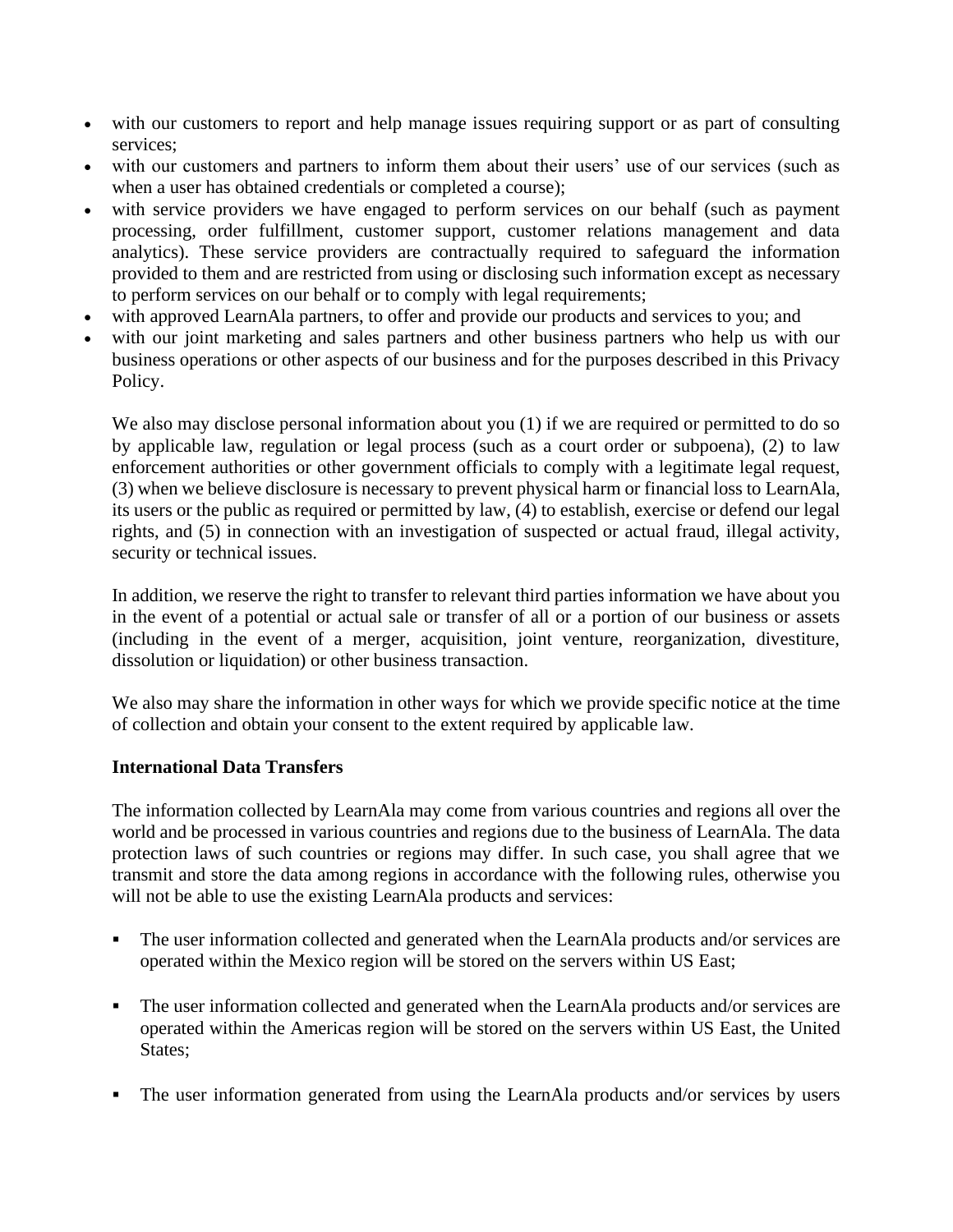- with our customers to report and help manage issues requiring support or as part of consulting services;
- with our customers and partners to inform them about their users' use of our services (such as when a user has obtained credentials or completed a course);
- with service providers we have engaged to perform services on our behalf (such as payment processing, order fulfillment, customer support, customer relations management and data analytics). These service providers are contractually required to safeguard the information provided to them and are restricted from using or disclosing such information except as necessary to perform services on our behalf or to comply with legal requirements;
- with approved LearnAla partners, to offer and provide our products and services to you; and
- with our joint marketing and sales partners and other business partners who help us with our business operations or other aspects of our business and for the purposes described in this Privacy Policy.

We also may disclose personal information about you (1) if we are required or permitted to do so by applicable law, regulation or legal process (such as a court order or subpoena), (2) to law enforcement authorities or other government officials to comply with a legitimate legal request, (3) when we believe disclosure is necessary to prevent physical harm or financial loss to LearnAla, its users or the public as required or permitted by law, (4) to establish, exercise or defend our legal rights, and (5) in connection with an investigation of suspected or actual fraud, illegal activity, security or technical issues.

In addition, we reserve the right to transfer to relevant third parties information we have about you in the event of a potential or actual sale or transfer of all or a portion of our business or assets (including in the event of a merger, acquisition, joint venture, reorganization, divestiture, dissolution or liquidation) or other business transaction.

We also may share the information in other ways for which we provide specific notice at the time of collection and obtain your consent to the extent required by applicable law.

**International Data Transfers**

The information collected by LearnAla may come from various countries and regions all over the world and be processed in various countries and regions due to the business of LearnAla. The data protection laws of such countries or regions may differ. In such case, you shall agree that we transmit and store the data among regions in accordance with the following rules, otherwise you will not be able to use the existing LearnAla products and services:

- The user information collected and generated when the LearnAla products and/or services are operated within the Mexico region will be stored on the servers within US East;
- The user information collected and generated when the LearnAla products and/or services are operated within the Americas region will be stored on the servers within US East, the United States;
- The user information generated from using the LearnAla products and/or services by users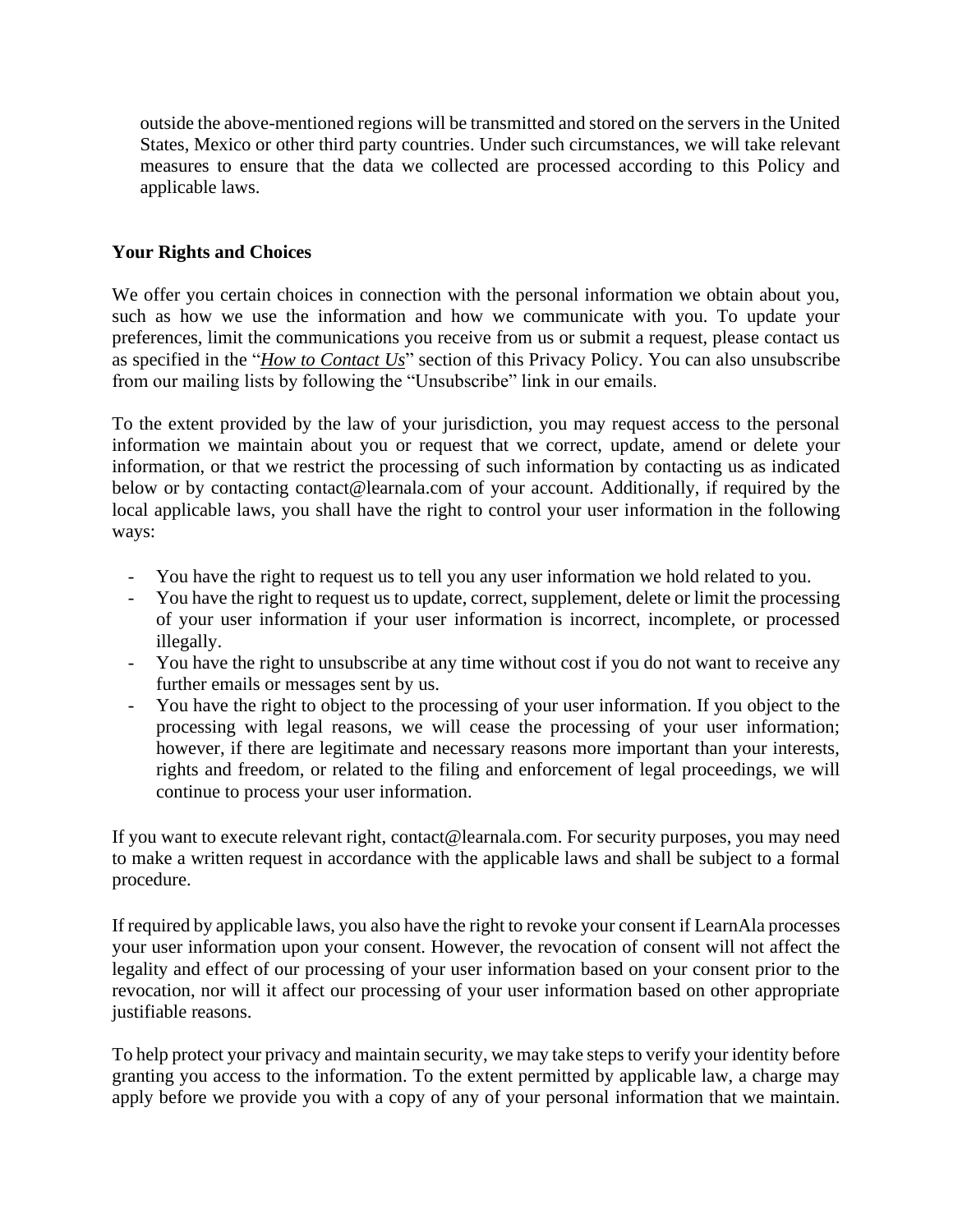outside the above-mentioned regions will be transmitted and stored on the servers in the United States, Mexico or other third party countries. Under such circumstances, we will take relevant measures to ensure that the data we collected are processed according to this Policy and applicable laws.

**Your Rights and Choices**

We offer you certain choices in connection with the personal information we obtain about you, such as how we use the information and how we communicate with you. To update your preferences, limit the communications you receive from us or submit a request, please contact us as specified in the "*How to Contact Us*" section of this Privacy Policy. You can also unsubscribe from our mailing lists by following the "Unsubscribe" link in our emails.

To the extent provided by the law of your jurisdiction, you may request access to the personal information we maintain about you or request that we correct, update, amend or delete your information, or that we restrict the processing of such information by contacting us as indicated below or by contacting contact@learnala.com of your account. Additionally, if required by the local applicable laws, you shall have the right to control your user information in the following ways:

- You have the right to request us to tell you any user information we hold related to you.
- You have the right to request us to update, correct, supplement, delete or limit the processing of your user information if your user information is incorrect, incomplete, or processed illegally.
- You have the right to unsubscribe at any time without cost if you do not want to receive any further emails or messages sent by us.
- You have the right to object to the processing of your user information. If you object to the processing with legal reasons, we will cease the processing of your user information; however, if there are legitimate and necessary reasons more important than your interests, rights and freedom, or related to the filing and enforcement of legal proceedings, we will continue to process your user information.

If you want to execute relevant right, contact@learnala.com. For security purposes, you may need to make a written request in accordance with the applicable laws and shall be subject to a formal procedure.

If required by applicable laws, you also have the right to revoke your consent if LearnAla processes your user information upon your consent. However, the revocation of consent will not affect the legality and effect of our processing of your user information based on your consent prior to the revocation, nor will it affect our processing of your user information based on other appropriate justifiable reasons.

To help protect your privacy and maintain security, we may take steps to verify your identity before granting you access to the information. To the extent permitted by applicable law, a charge may apply before we provide you with a copy of any of your personal information that we maintain.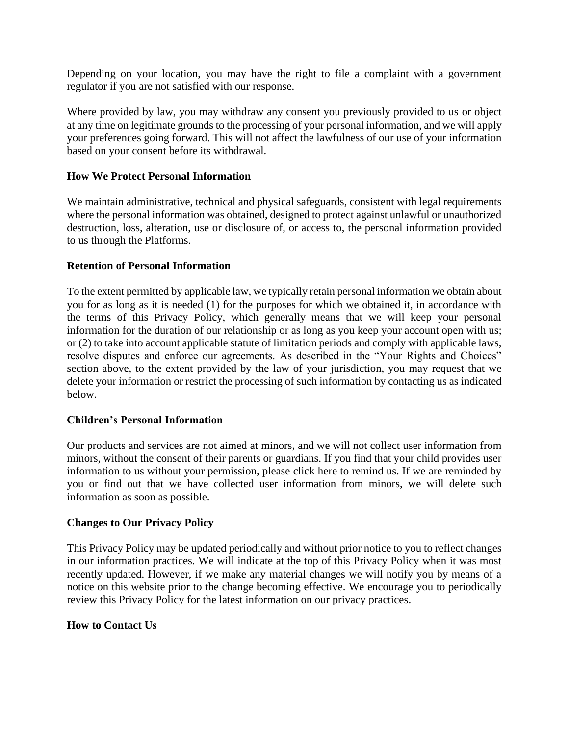Depending on your location, you may have the right to file a complaint with a government regulator if you are not satisfied with our response.

Where provided by law, you may withdraw any consent you previously provided to us or object at any time on legitimate grounds to the processing of your personal information, and we will apply your preferences going forward. This will not affect the lawfulness of our use of your information based on your consent before its withdrawal.

**How We Protect Personal Information**

We maintain administrative, technical and physical safeguards, consistent with legal requirements where the personal information was obtained, designed to protect against unlawful or unauthorized destruction, loss, alteration, use or disclosure of, or access to, the personal information provided to us through the Platforms.

**Retention of Personal Information**

To the extent permitted by applicable law, we typically retain personal information we obtain about you for as long as it is needed (1) for the purposes for which we obtained it, in accordance with the terms of this Privacy Policy, which generally means that we will keep your personal information for the duration of our relationship or as long as you keep your account open with us; or (2) to take into account applicable statute of limitation periods and comply with applicable laws, resolve disputes and enforce our agreements. As described in the "Your Rights and Choices" section above, to the extent provided by the law of your jurisdiction, you may request that we delete your information or restrict the processing of such information by contacting us as indicated below.

**Children's Personal Information**

Our products and services are not aimed at minors, and we will not collect user information from minors, without the consent of their parents or guardians. If you find that your child provides user information to us without your permission, please click here to remind us. If we are reminded by you or find out that we have collected user information from minors, we will delete such information as soon as possible.

**Changes to Our Privacy Policy**

This Privacy Policy may be updated periodically and without prior notice to you to reflect changes in our information practices. We will indicate at the top of this Privacy Policy when it was most recently updated. However, if we make any material changes we will notify you by means of a notice on this website prior to the change becoming effective. We encourage you to periodically review this Privacy Policy for the latest information on our privacy practices.

**How to Contact Us**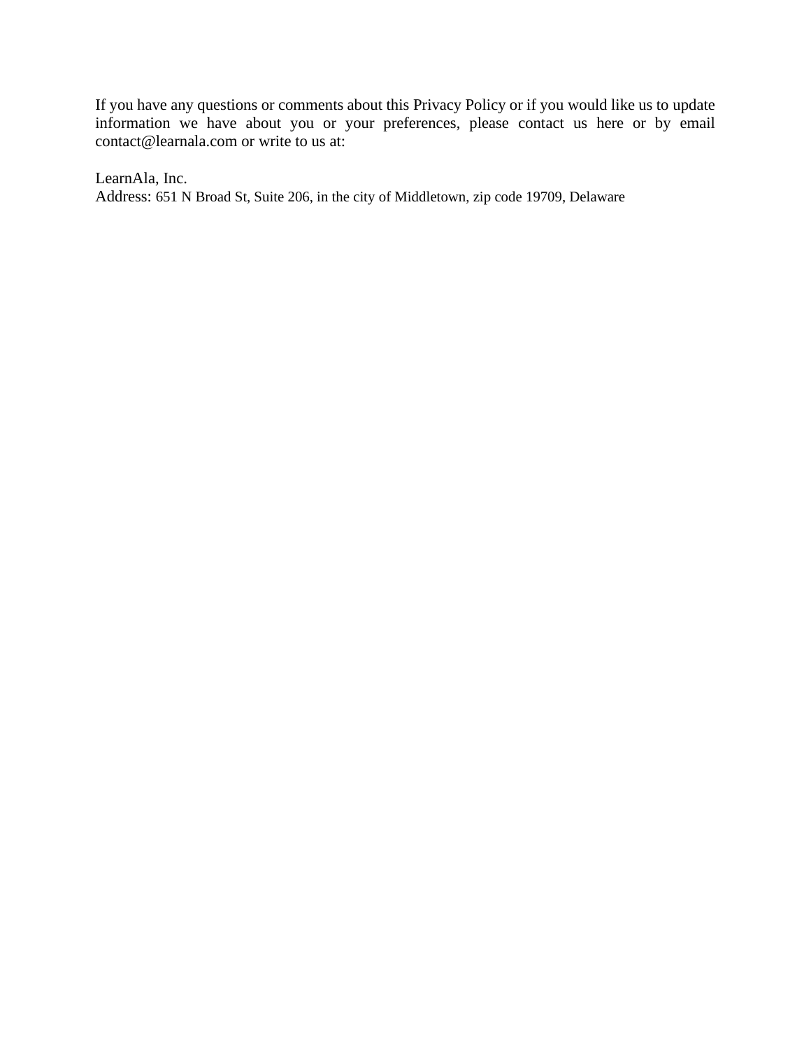If you have any questions or comments about this Privacy Policy or if you would like us to update information we have about you or your preferences, please contact us here or by email contact@learnala.com or write to us at:

LearnAla, Inc.
Address: 651 N Broad St, Suite 206, in the city of Middletown, zip code 19709, Delaware